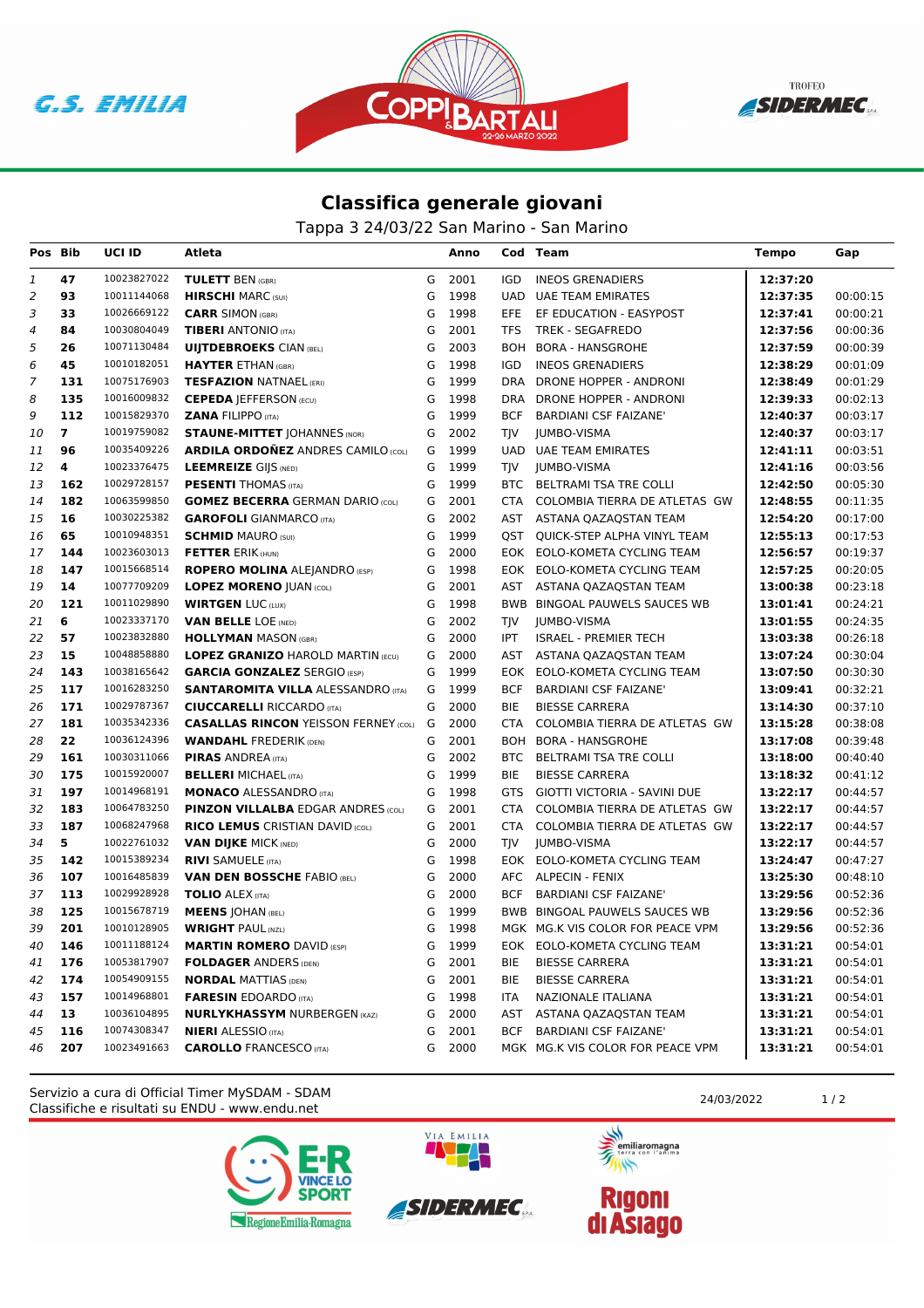# Classifica generale giovani

Tappa 3 24/03/22 San Marino - San Marino

| Pos | Bib | UCI ID | Atleta | | Anno | Cod | Team | Tempo | Gap |
|---|---|---|---|---|---|---|---|---|---|
| 1 | 47 | 10023827022 | **TULETT** BEN (GBR) | G | 2001 | IGD | INEOS GRENADIERS | **12:37:20** | |
| 2 | 93 | 10011144068 | **HIRSCHI** MARC (SUI) | G | 1998 | UAD | UAE TEAM EMIRATES | **12:37:35** | 00:00:15 |
| 3 | 33 | 10026669122 | **CARR** SIMON (GBR) | G | 1998 | EFE | EF EDUCATION - EASYPOST | **12:37:41** | 00:00:21 |
| 4 | 84 | 10030804049 | **TIBERI** ANTONIO (ITA) | G | 2001 | TFS | TREK - SEGAFREDO | **12:37:56** | 00:00:36 |
| 5 | 26 | 10071130484 | **UIJTDEBROEKS** CIAN (BEL) | G | 2003 | BOH | BORA - HANSGROHE | **12:37:59** | 00:00:39 |
| 6 | 45 | 10010182051 | **HAYTER** ETHAN (GBR) | G | 1998 | IGD | INEOS GRENADIERS | **12:38:29** | 00:01:09 |
| 7 | 131 | 10075176903 | **TESFAZION** NATNAEL (ERI) | G | 1999 | DRA | DRONE HOPPER - ANDRONI | **12:38:49** | 00:01:29 |
| 8 | 135 | 10016009832 | **CEPEDA** JEFFERSON (ECU) | G | 1998 | DRA | DRONE HOPPER - ANDRONI | **12:39:33** | 00:02:13 |
| 9 | 112 | 10015829370 | **ZANA** FILIPPO (ITA) | G | 1999 | BCF | BARDIANI CSF FAIZANE' | **12:40:37** | 00:03:17 |
| 10 | 7 | 10019759082 | **STAUNE-MITTET** JOHANNES (NOR) | G | 2002 | TJV | JUMBO-VISMA | **12:40:37** | 00:03:17 |
| 11 | 96 | 10035409226 | **ARDILA ORDOÑEZ** ANDRES CAMILO (COL) | G | 1999 | UAD | UAE TEAM EMIRATES | **12:41:11** | 00:03:51 |
| 12 | 4 | 10023376475 | **LEEMREIZE** GIJS (NED) | G | 1999 | TJV | JUMBO-VISMA | **12:41:16** | 00:03:56 |
| 13 | 162 | 10029728157 | **PESENTI** THOMAS (ITA) | G | 1999 | BTC | BELTRAMI TSA TRE COLLI | **12:42:50** | 00:05:30 |
| 14 | 182 | 10063599850 | **GOMEZ BECERRA** GERMAN DARIO (COL) | G | 2001 | CTA | COLOMBIA TIERRA DE ATLETAS GW | **12:48:55** | 00:11:35 |
| 15 | 16 | 10030225382 | **GAROFOLI** GIANMARCO (ITA) | G | 2002 | AST | ASTANA QAZAQSTAN TEAM | **12:54:20** | 00:17:00 |
| 16 | 65 | 10010948351 | **SCHMID** MAURO (SUI) | G | 1999 | QST | QUICK-STEP ALPHA VINYL TEAM | **12:55:13** | 00:17:53 |
| 17 | 144 | 10023603013 | **FETTER** ERIK (HUN) | G | 2000 | EOK | EOLO-KOMETA CYCLING TEAM | **12:56:57** | 00:19:37 |
| 18 | 147 | 10015668514 | **ROPERO MOLINA** ALEJANDRO (ESP) | G | 1998 | EOK | EOLO-KOMETA CYCLING TEAM | **12:57:25** | 00:20:05 |
| 19 | 14 | 10077709209 | **LOPEZ MORENO** JUAN (COL) | G | 2001 | AST | ASTANA QAZAQSTAN TEAM | **13:00:38** | 00:23:18 |
| 20 | 121 | 10011029890 | **WIRTGEN** LUC (LUX) | G | 1998 | BWB | BINGOAL PAUWELS SAUCES WB | **13:01:41** | 00:24:21 |
| 21 | 6 | 10023337170 | **VAN BELLE** LOE (NED) | G | 2002 | TJV | JUMBO-VISMA | **13:01:55** | 00:24:35 |
| 22 | 57 | 10023832880 | **HOLLYMAN** MASON (GBR) | G | 2000 | IPT | ISRAEL - PREMIER TECH | **13:03:38** | 00:26:18 |
| 23 | 15 | 10048858880 | **LOPEZ GRANIZO** HAROLD MARTIN (ECU) | G | 2000 | AST | ASTANA QAZAQSTAN TEAM | **13:07:24** | 00:30:04 |
| 24 | 143 | 10038165642 | **GARCIA GONZALEZ** SERGIO (ESP) | G | 1999 | EOK | EOLO-KOMETA CYCLING TEAM | **13:07:50** | 00:30:30 |
| 25 | 117 | 10016283250 | **SANTAROMITA VILLA** ALESSANDRO (ITA) | G | 1999 | BCF | BARDIANI CSF FAIZANE' | **13:09:41** | 00:32:21 |
| 26 | 171 | 10029787367 | **CIUCCARELLI** RICCARDO (ITA) | G | 2000 | BIE | BIESSE CARRERA | **13:14:30** | 00:37:10 |
| 27 | 181 | 10035342336 | **CASALLAS RINCON** YEISSON FERNEY (COL) | G | 2000 | CTA | COLOMBIA TIERRA DE ATLETAS GW | **13:15:28** | 00:38:08 |
| 28 | 22 | 10036124396 | **WANDAHL** FREDERIK (DEN) | G | 2001 | BOH | BORA - HANSGROHE | **13:17:08** | 00:39:48 |
| 29 | 161 | 10030311066 | **PIRAS** ANDREA (ITA) | G | 2002 | BTC | BELTRAMI TSA TRE COLLI | **13:18:00** | 00:40:40 |
| 30 | 175 | 10015920007 | **BELLERI** MICHAEL (ITA) | G | 1999 | BIE | BIESSE CARRERA | **13:18:32** | 00:41:12 |
| 31 | 197 | 10014968191 | **MONACO** ALESSANDRO (ITA) | G | 1998 | GTS | GIOTTI VICTORIA - SAVINI DUE | **13:22:17** | 00:44:57 |
| 32 | 183 | 10064783250 | **PINZON VILLALBA** EDGAR ANDRES (COL) | G | 2001 | CTA | COLOMBIA TIERRA DE ATLETAS GW | **13:22:17** | 00:44:57 |
| 33 | 187 | 10068247968 | **RICO LEMUS** CRISTIAN DAVID (COL) | G | 2001 | CTA | COLOMBIA TIERRA DE ATLETAS GW | **13:22:17** | 00:44:57 |
| 34 | 5 | 10022761032 | **VAN DIJKE** MICK (NED) | G | 2000 | TJV | JUMBO-VISMA | **13:22:17** | 00:44:57 |
| 35 | 142 | 10015389234 | **RIVI** SAMUELE (ITA) | G | 1998 | EOK | EOLO-KOMETA CYCLING TEAM | **13:24:47** | 00:47:27 |
| 36 | 107 | 10016485839 | **VAN DEN BOSSCHE** FABIO (BEL) | G | 2000 | AFC | ALPECIN - FENIX | **13:25:30** | 00:48:10 |
| 37 | 113 | 10029928928 | **TOLIO** ALEX (ITA) | G | 2000 | BCF | BARDIANI CSF FAIZANE' | **13:29:56** | 00:52:36 |
| 38 | 125 | 10015678719 | **MEENS** JOHAN (BEL) | G | 1999 | BWB | BINGOAL PAUWELS SAUCES WB | **13:29:56** | 00:52:36 |
| 39 | 201 | 10010128905 | **WRIGHT** PAUL (NZL) | G | 1998 | MGK | MG.K VIS COLOR FOR PEACE VPM | **13:29:56** | 00:52:36 |
| 40 | 146 | 10011188124 | **MARTIN ROMERO** DAVID (ESP) | G | 1999 | EOK | EOLO-KOMETA CYCLING TEAM | **13:31:21** | 00:54:01 |
| 41 | 176 | 10053817907 | **FOLDAGER** ANDERS (DEN) | G | 2001 | BIE | BIESSE CARRERA | **13:31:21** | 00:54:01 |
| 42 | 174 | 10054909155 | **NORDAL** MATTIAS (DEN) | G | 2001 | BIE | BIESSE CARRERA | **13:31:21** | 00:54:01 |
| 43 | 157 | 10014968801 | **FARESIN** EDOARDO (ITA) | G | 1998 | ITA | NAZIONALE ITALIANA | **13:31:21** | 00:54:01 |
| 44 | 13 | 10036104895 | **NURLYKHASSYM** NURBERGEN (KAZ) | G | 2000 | AST | ASTANA QAZAQSTAN TEAM | **13:31:21** | 00:54:01 |
| 45 | 116 | 10074308347 | **NIERI** ALESSIO (ITA) | G | 2001 | BCF | BARDIANI CSF FAIZANE' | **13:31:21** | 00:54:01 |
| 46 | 207 | 10023491663 | **CAROLLO** FRANCESCO (ITA) | G | 2000 | MGK | MG.K VIS COLOR FOR PEACE VPM | **13:31:21** | 00:54:01 |

Servizio a cura di Official Timer MySDAM - SDAM
Classifiche e risultati su ENDU - www.endu.net

24/03/2022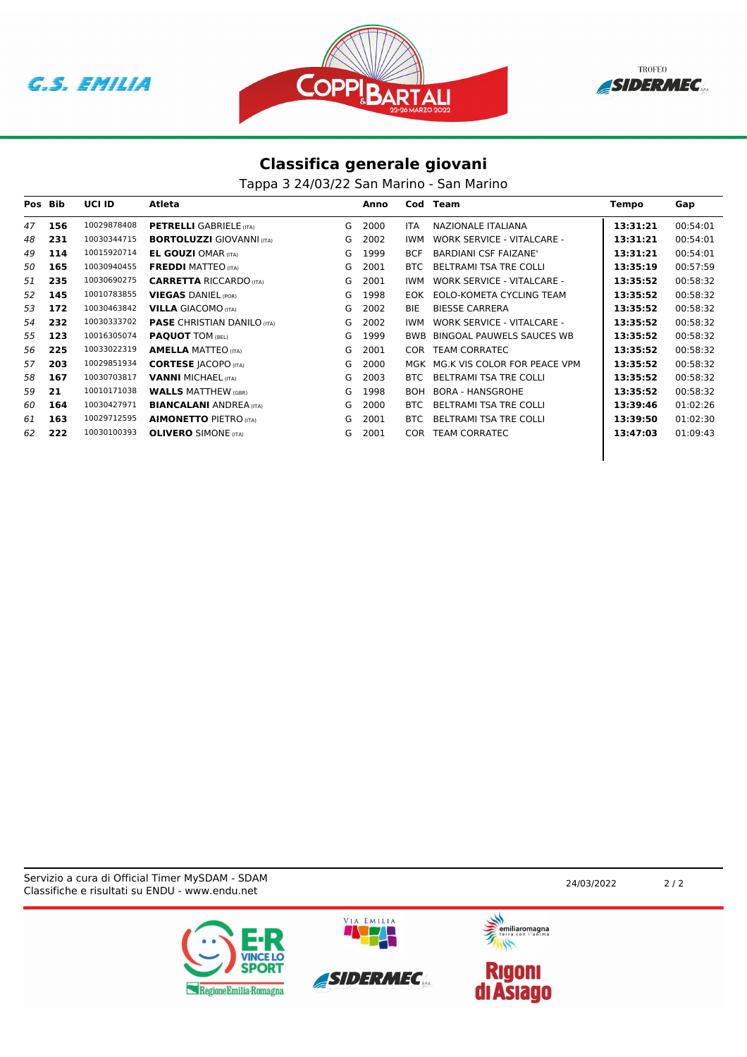## Classifica generale giovani

Tappa 3 24/03/22 San Marino - San Marino

| Pos | Bib | UCI ID | Atleta | | Anno | Cod | Team | Tempo | Gap |
|---|---|---|---|---|---|---|---|---|---|
| 47 | **156** | 10029878408 | **PETRELLI** GABRIELE (ITA) | G | 2000 | ITA | NAZIONALE ITALIANA | **13:31:21** | 00:54:01 |
| 48 | **231** | 10030344715 | **BORTOLUZZI** GIOVANNI (ITA) | G | 2002 | IWM | WORK SERVICE - VITALCARE - | **13:31:21** | 00:54:01 |
| 49 | **114** | 10015920714 | **EL GOUZI** OMAR (ITA) | G | 1999 | BCF | BARDIANI CSF FAIZANE' | **13:31:21** | 00:54:01 |
| 50 | **165** | 10030940455 | **FREDDI** MATTEO (ITA) | G | 2001 | BTC | BELTRAMI TSA TRE COLLI | **13:35:19** | 00:57:59 |
| 51 | **235** | 10030690275 | **CARRETTA** RICCARDO (ITA) | G | 2001 | IWM | WORK SERVICE - VITALCARE - | **13:35:52** | 00:58:32 |
| 52 | **145** | 10010783855 | **VIEGAS** DANIEL (POR) | G | 1998 | EOK | EOLO-KOMETA CYCLING TEAM | **13:35:52** | 00:58:32 |
| 53 | **172** | 10030463842 | **VILLA** GIACOMO (ITA) | G | 2002 | BIE | BIESSE CARRERA | **13:35:52** | 00:58:32 |
| 54 | **232** | 10030333702 | **PASE** CHRISTIAN DANILO (ITA) | G | 2002 | IWM | WORK SERVICE - VITALCARE - | **13:35:52** | 00:58:32 |
| 55 | **123** | 10016305074 | **PAQUOT** TOM (BEL) | G | 1999 | BWB | BINGOAL PAUWELS SAUCES WB | **13:35:52** | 00:58:32 |
| 56 | **225** | 10033022319 | **AMELLA** MATTEO (ITA) | G | 2001 | COR | TEAM CORRATEC | **13:35:52** | 00:58:32 |
| 57 | **203** | 10029851934 | **CORTESE** JACOPO (ITA) | G | 2000 | MGK | MG.K VIS COLOR FOR PEACE VPM | **13:35:52** | 00:58:32 |
| 58 | **167** | 10030703817 | **VANNI** MICHAEL (ITA) | G | 2003 | BTC | BELTRAMI TSA TRE COLLI | **13:35:52** | 00:58:32 |
| 59 | **21** | 10010171038 | **WALLS** MATTHEW (GBR) | G | 1998 | BOH | BORA - HANSGROHE | **13:35:52** | 00:58:32 |
| 60 | **164** | 10030427971 | **BIANCALANI** ANDREA (ITA) | G | 2000 | BTC | BELTRAMI TSA TRE COLLI | **13:39:46** | 01:02:26 |
| 61 | **163** | 10029712595 | **AIMONETTO** PIETRO (ITA) | G | 2001 | BTC | BELTRAMI TSA TRE COLLI | **13:39:50** | 01:02:30 |
| 62 | **222** | 10030100393 | **OLIVERO** SIMONE (ITA) | G | 2001 | COR | TEAM CORRATEC | **13:47:03** | 01:09:43 |

Servizio a cura di Official Timer MySDAM - SDAM
Classifiche e risultati su ENDU - www.endu.net

24/03/2022